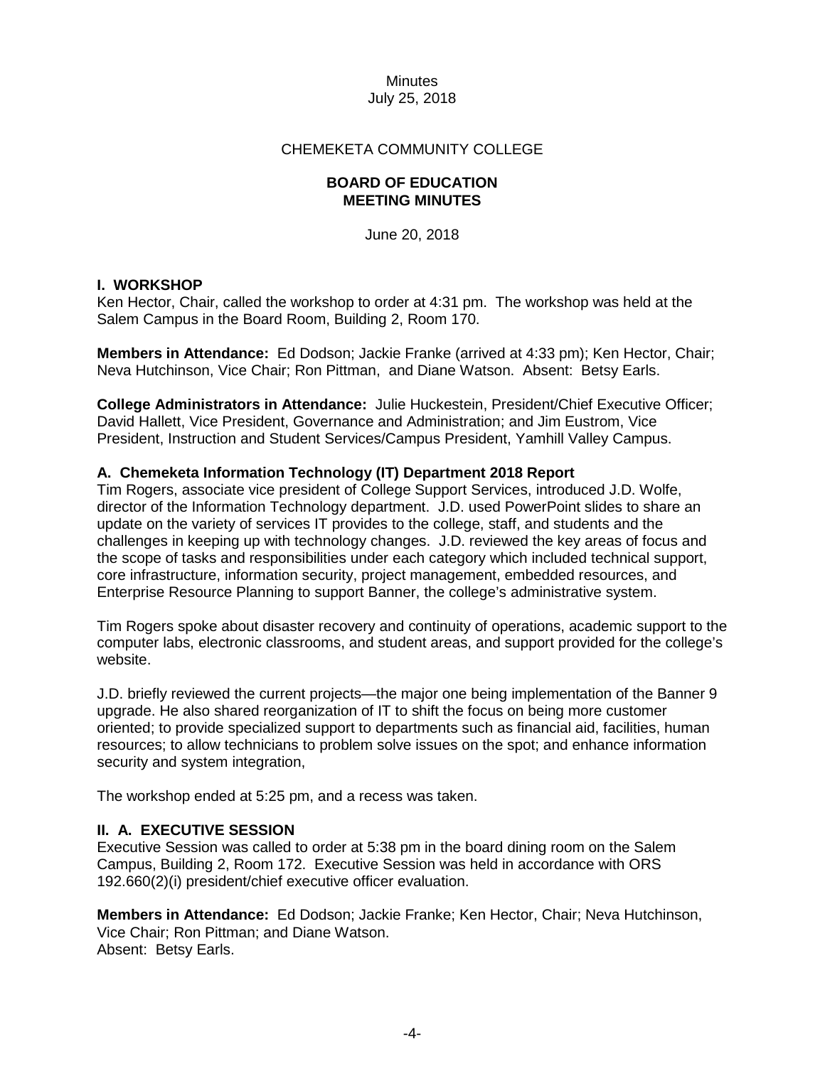Minutes
July 25, 2018

CHEMEKETA COMMUNITY COLLEGE

**BOARD OF EDUCATION**
**MEETING MINUTES**

June 20, 2018

## I. WORKSHOP

Ken Hector, Chair, called the workshop to order at 4:31 pm. The workshop was held at the Salem Campus in the Board Room, Building 2, Room 170.

**Members in Attendance:** Ed Dodson; Jackie Franke (arrived at 4:33 pm); Ken Hector, Chair; Neva Hutchinson, Vice Chair; Ron Pittman, and Diane Watson. Absent: Betsy Earls.

**College Administrators in Attendance:** Julie Huckestein, President/Chief Executive Officer; David Hallett, Vice President, Governance and Administration; and Jim Eustrom, Vice President, Instruction and Student Services/Campus President, Yamhill Valley Campus.

### A. Chemeketa Information Technology (IT) Department 2018 Report

Tim Rogers, associate vice president of College Support Services, introduced J.D. Wolfe, director of the Information Technology department. J.D. used PowerPoint slides to share an update on the variety of services IT provides to the college, staff, and students and the challenges in keeping up with technology changes. J.D. reviewed the key areas of focus and the scope of tasks and responsibilities under each category which included technical support, core infrastructure, information security, project management, embedded resources, and Enterprise Resource Planning to support Banner, the college's administrative system.

Tim Rogers spoke about disaster recovery and continuity of operations, academic support to the computer labs, electronic classrooms, and student areas, and support provided for the college's website.

J.D. briefly reviewed the current projects—the major one being implementation of the Banner 9 upgrade. He also shared reorganization of IT to shift the focus on being more customer oriented; to provide specialized support to departments such as financial aid, facilities, human resources; to allow technicians to problem solve issues on the spot; and enhance information security and system integration,

The workshop ended at 5:25 pm, and a recess was taken.

## II. A. EXECUTIVE SESSION

Executive Session was called to order at 5:38 pm in the board dining room on the Salem Campus, Building 2, Room 172. Executive Session was held in accordance with ORS 192.660(2)(i) president/chief executive officer evaluation.

**Members in Attendance:** Ed Dodson; Jackie Franke; Ken Hector, Chair; Neva Hutchinson, Vice Chair; Ron Pittman; and Diane Watson.
Absent: Betsy Earls.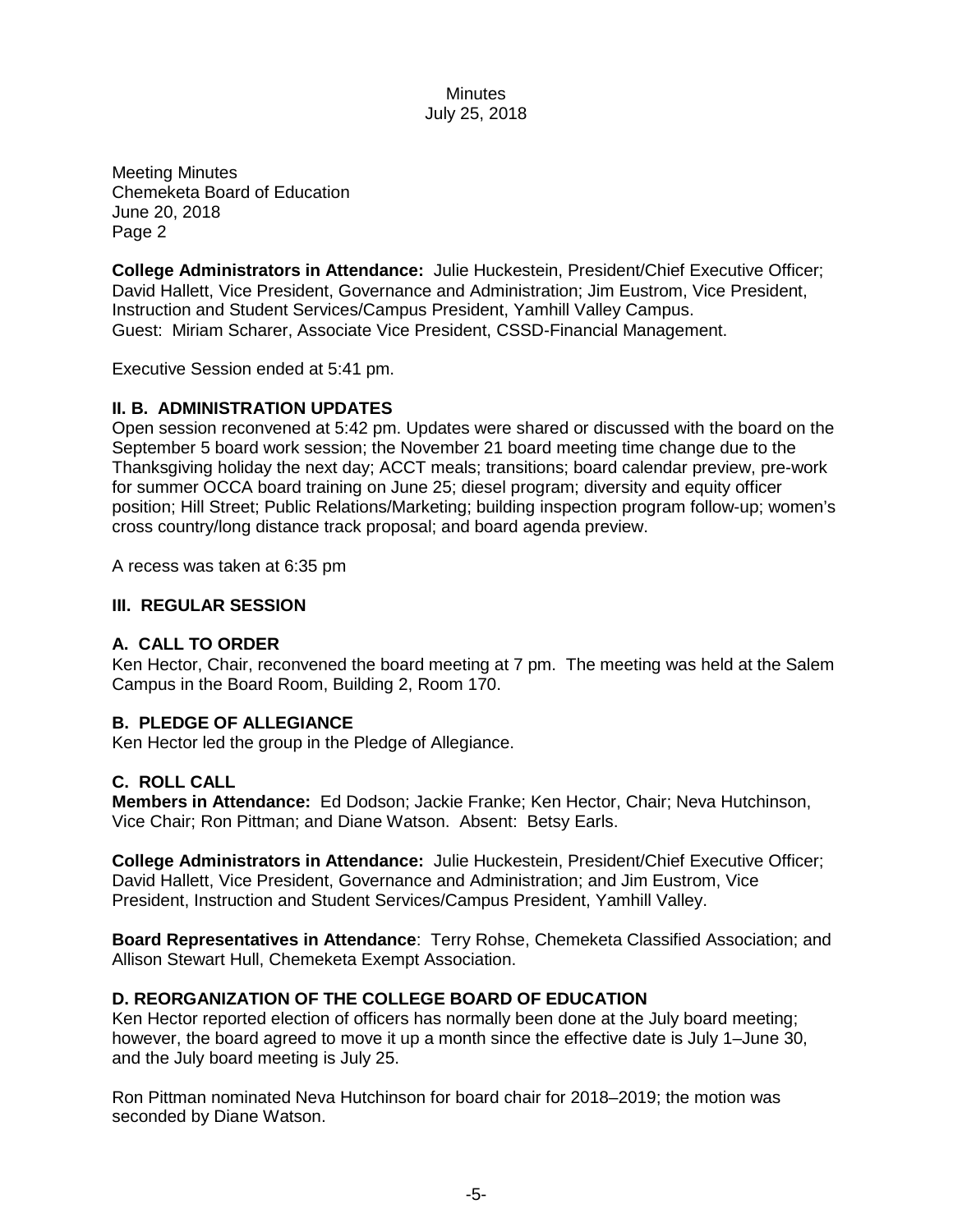Meeting Minutes
Chemeketa Board of Education
June 20, 2018
Page 2

**College Administrators in Attendance:** Julie Huckestein, President/Chief Executive Officer; David Hallett, Vice President, Governance and Administration; Jim Eustrom, Vice President, Instruction and Student Services/Campus President, Yamhill Valley Campus.
Guest: Miriam Scharer, Associate Vice President, CSSD-Financial Management.

Executive Session ended at 5:41 pm.

## II. B. ADMINISTRATION UPDATES

Open session reconvened at 5:42 pm. Updates were shared or discussed with the board on the September 5 board work session; the November 21 board meeting time change due to the Thanksgiving holiday the next day; ACCT meals; transitions; board calendar preview, pre-work for summer OCCA board training on June 25; diesel program; diversity and equity officer position; Hill Street; Public Relations/Marketing; building inspection program follow-up; women's cross country/long distance track proposal; and board agenda preview.

A recess was taken at 6:35 pm

## III. REGULAR SESSION

### A. CALL TO ORDER

Ken Hector, Chair, reconvened the board meeting at 7 pm. The meeting was held at the Salem Campus in the Board Room, Building 2, Room 170.

### B. PLEDGE OF ALLEGIANCE

Ken Hector led the group in the Pledge of Allegiance.

### C. ROLL CALL

**Members in Attendance:** Ed Dodson; Jackie Franke; Ken Hector, Chair; Neva Hutchinson, Vice Chair; Ron Pittman; and Diane Watson. Absent: Betsy Earls.

**College Administrators in Attendance:** Julie Huckestein, President/Chief Executive Officer; David Hallett, Vice President, Governance and Administration; and Jim Eustrom, Vice President, Instruction and Student Services/Campus President, Yamhill Valley.

**Board Representatives in Attendance**: Terry Rohse, Chemeketa Classified Association; and Allison Stewart Hull, Chemeketa Exempt Association.

### D. REORGANIZATION OF THE COLLEGE BOARD OF EDUCATION

Ken Hector reported election of officers has normally been done at the July board meeting; however, the board agreed to move it up a month since the effective date is July 1–June 30, and the July board meeting is July 25.

Ron Pittman nominated Neva Hutchinson for board chair for 2018–2019; the motion was seconded by Diane Watson.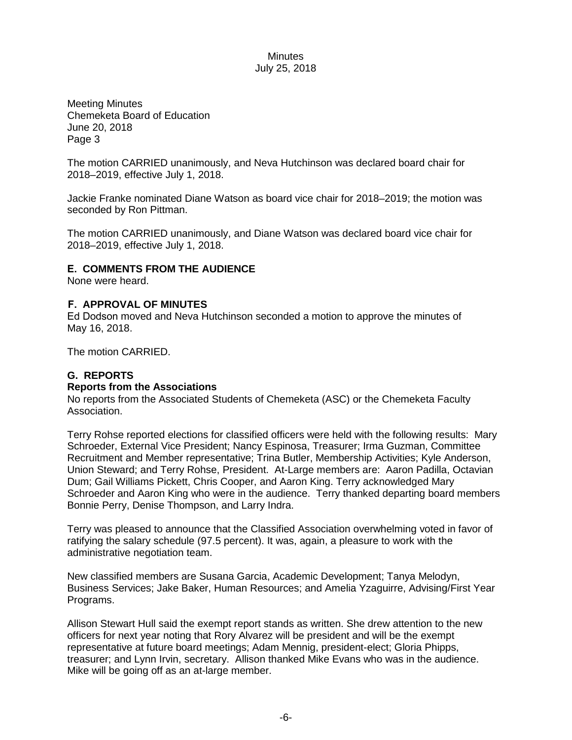Meeting Minutes
Chemeketa Board of Education
June 20, 2018
Page 3

The motion CARRIED unanimously, and Neva Hutchinson was declared board chair for 2018–2019, effective July 1, 2018.

Jackie Franke nominated Diane Watson as board vice chair for 2018–2019; the motion was seconded by Ron Pittman.

The motion CARRIED unanimously, and Diane Watson was declared board vice chair for 2018–2019, effective July 1, 2018.

## E. COMMENTS FROM THE AUDIENCE

None were heard.

## F. APPROVAL OF MINUTES

Ed Dodson moved and Neva Hutchinson seconded a motion to approve the minutes of May 16, 2018.

The motion CARRIED.

## G. REPORTS

### Reports from the Associations

No reports from the Associated Students of Chemeketa (ASC) or the Chemeketa Faculty Association.

Terry Rohse reported elections for classified officers were held with the following results: Mary Schroeder, External Vice President; Nancy Espinosa, Treasurer; Irma Guzman, Committee Recruitment and Member representative; Trina Butler, Membership Activities; Kyle Anderson, Union Steward; and Terry Rohse, President. At-Large members are: Aaron Padilla, Octavian Dum; Gail Williams Pickett, Chris Cooper, and Aaron King. Terry acknowledged Mary Schroeder and Aaron King who were in the audience. Terry thanked departing board members Bonnie Perry, Denise Thompson, and Larry Indra.

Terry was pleased to announce that the Classified Association overwhelming voted in favor of ratifying the salary schedule (97.5 percent). It was, again, a pleasure to work with the administrative negotiation team.

New classified members are Susana Garcia, Academic Development; Tanya Melodyn, Business Services; Jake Baker, Human Resources; and Amelia Yzaguirre, Advising/First Year Programs.

Allison Stewart Hull said the exempt report stands as written. She drew attention to the new officers for next year noting that Rory Alvarez will be president and will be the exempt representative at future board meetings; Adam Mennig, president-elect; Gloria Phipps, treasurer; and Lynn Irvin, secretary. Allison thanked Mike Evans who was in the audience. Mike will be going off as an at-large member.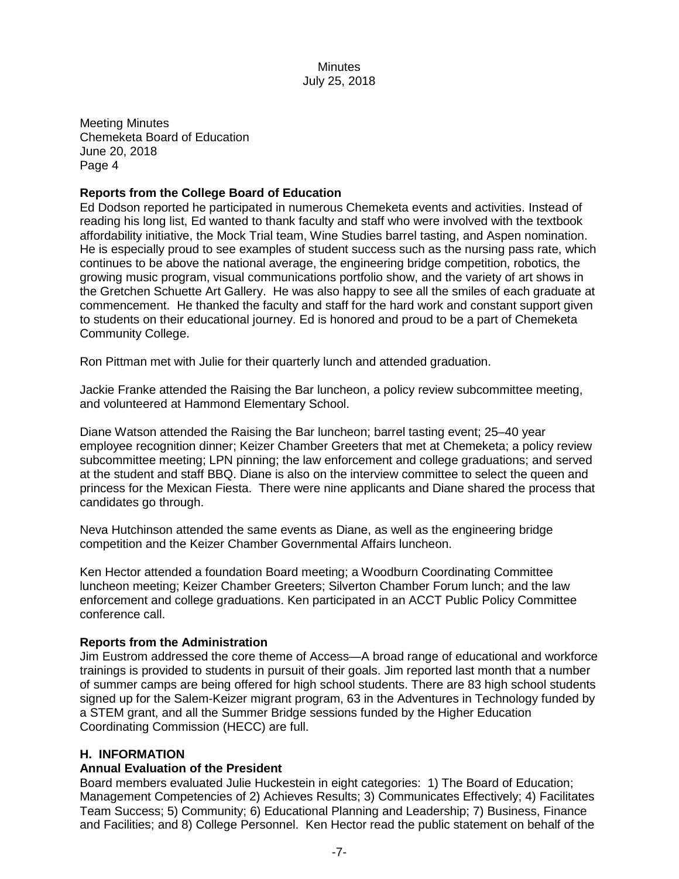Meeting Minutes
Chemeketa Board of Education
June 20, 2018

**Reports from the College Board of Education**

Ed Dodson reported he participated in numerous Chemeketa events and activities. Instead of reading his long list, Ed wanted to thank faculty and staff who were involved with the textbook affordability initiative, the Mock Trial team, Wine Studies barrel tasting, and Aspen nomination. He is especially proud to see examples of student success such as the nursing pass rate, which continues to be above the national average, the engineering bridge competition, robotics, the growing music program, visual communications portfolio show, and the variety of art shows in the Gretchen Schuette Art Gallery. He was also happy to see all the smiles of each graduate at commencement. He thanked the faculty and staff for the hard work and constant support given to students on their educational journey. Ed is honored and proud to be a part of Chemeketa Community College.

Ron Pittman met with Julie for their quarterly lunch and attended graduation.

Jackie Franke attended the Raising the Bar luncheon, a policy review subcommittee meeting, and volunteered at Hammond Elementary School.

Diane Watson attended the Raising the Bar luncheon; barrel tasting event; 25–40 year employee recognition dinner; Keizer Chamber Greeters that met at Chemeketa; a policy review subcommittee meeting; LPN pinning; the law enforcement and college graduations; and served at the student and staff BBQ. Diane is also on the interview committee to select the queen and princess for the Mexican Fiesta. There were nine applicants and Diane shared the process that candidates go through.

Neva Hutchinson attended the same events as Diane, as well as the engineering bridge competition and the Keizer Chamber Governmental Affairs luncheon.

Ken Hector attended a foundation Board meeting; a Woodburn Coordinating Committee luncheon meeting; Keizer Chamber Greeters; Silverton Chamber Forum lunch; and the law enforcement and college graduations. Ken participated in an ACCT Public Policy Committee conference call.

**Reports from the Administration**

Jim Eustrom addressed the core theme of Access—A broad range of educational and workforce trainings is provided to students in pursuit of their goals. Jim reported last month that a number of summer camps are being offered for high school students. There are 83 high school students signed up for the Salem-Keizer migrant program, 63 in the Adventures in Technology funded by a STEM grant, and all the Summer Bridge sessions funded by the Higher Education Coordinating Commission (HECC) are full.

## H. INFORMATION

**Annual Evaluation of the President**

Board members evaluated Julie Huckestein in eight categories: 1) The Board of Education; Management Competencies of 2) Achieves Results; 3) Communicates Effectively; 4) Facilitates Team Success; 5) Community; 6) Educational Planning and Leadership; 7) Business, Finance and Facilities; and 8) College Personnel. Ken Hector read the public statement on behalf of the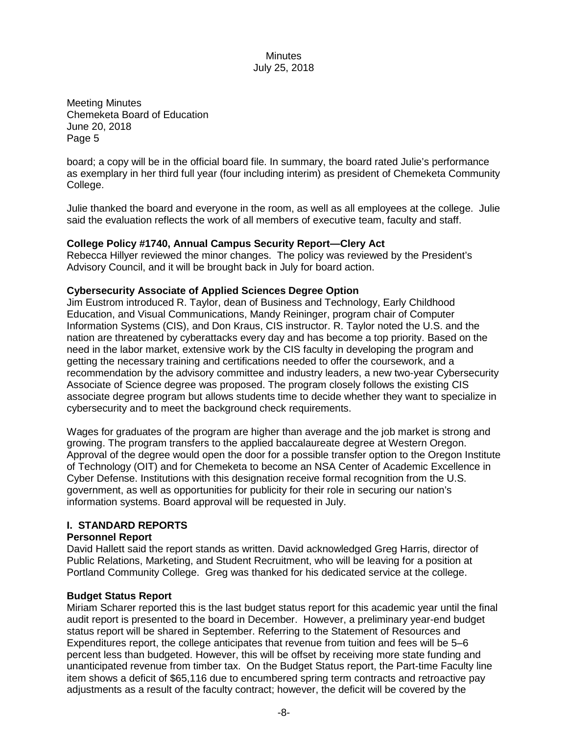board; a copy will be in the official board file. In summary, the board rated Julie's performance as exemplary in her third full year (four including interim) as president of Chemeketa Community College.

Julie thanked the board and everyone in the room, as well as all employees at the college. Julie said the evaluation reflects the work of all members of executive team, faculty and staff.

**College Policy #1740, Annual Campus Security Report—Clery Act**
Rebecca Hillyer reviewed the minor changes. The policy was reviewed by the President's Advisory Council, and it will be brought back in July for board action.

**Cybersecurity Associate of Applied Sciences Degree Option**
Jim Eustrom introduced R. Taylor, dean of Business and Technology, Early Childhood Education, and Visual Communications, Mandy Reininger, program chair of Computer Information Systems (CIS), and Don Kraus, CIS instructor. R. Taylor noted the U.S. and the nation are threatened by cyberattacks every day and has become a top priority. Based on the need in the labor market, extensive work by the CIS faculty in developing the program and getting the necessary training and certifications needed to offer the coursework, and a recommendation by the advisory committee and industry leaders, a new two-year Cybersecurity Associate of Science degree was proposed. The program closely follows the existing CIS associate degree program but allows students time to decide whether they want to specialize in cybersecurity and to meet the background check requirements.

Wages for graduates of the program are higher than average and the job market is strong and growing. The program transfers to the applied baccalaureate degree at Western Oregon. Approval of the degree would open the door for a possible transfer option to the Oregon Institute of Technology (OIT) and for Chemeketa to become an NSA Center of Academic Excellence in Cyber Defense. Institutions with this designation receive formal recognition from the U.S. government, as well as opportunities for publicity for their role in securing our nation's information systems. Board approval will be requested in July.

## I. STANDARD REPORTS

**Personnel Report**
David Hallett said the report stands as written. David acknowledged Greg Harris, director of Public Relations, Marketing, and Student Recruitment, who will be leaving for a position at Portland Community College. Greg was thanked for his dedicated service at the college.

**Budget Status Report**
Miriam Scharer reported this is the last budget status report for this academic year until the final audit report is presented to the board in December. However, a preliminary year-end budget status report will be shared in September. Referring to the Statement of Resources and Expenditures report, the college anticipates that revenue from tuition and fees will be 5–6 percent less than budgeted. However, this will be offset by receiving more state funding and unanticipated revenue from timber tax. On the Budget Status report, the Part-time Faculty line item shows a deficit of $65,116 due to encumbered spring term contracts and retroactive pay adjustments as a result of the faculty contract; however, the deficit will be covered by the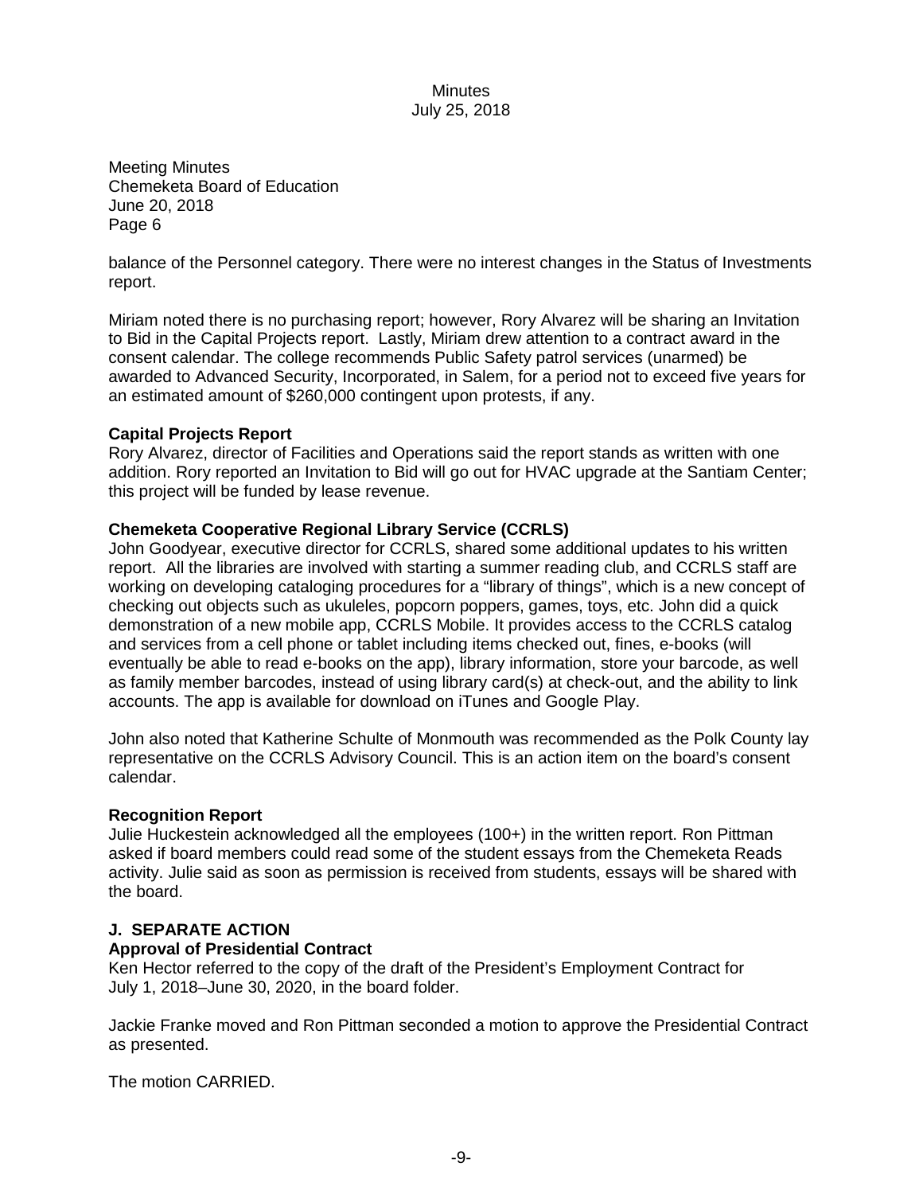balance of the Personnel category. There were no interest changes in the Status of Investments report.

Miriam noted there is no purchasing report; however, Rory Alvarez will be sharing an Invitation to Bid in the Capital Projects report. Lastly, Miriam drew attention to a contract award in the consent calendar. The college recommends Public Safety patrol services (unarmed) be awarded to Advanced Security, Incorporated, in Salem, for a period not to exceed five years for an estimated amount of $260,000 contingent upon protests, if any.

**Capital Projects Report**

Rory Alvarez, director of Facilities and Operations said the report stands as written with one addition. Rory reported an Invitation to Bid will go out for HVAC upgrade at the Santiam Center; this project will be funded by lease revenue.

**Chemeketa Cooperative Regional Library Service (CCRLS)**

John Goodyear, executive director for CCRLS, shared some additional updates to his written report. All the libraries are involved with starting a summer reading club, and CCRLS staff are working on developing cataloging procedures for a "library of things", which is a new concept of checking out objects such as ukuleles, popcorn poppers, games, toys, etc. John did a quick demonstration of a new mobile app, CCRLS Mobile. It provides access to the CCRLS catalog and services from a cell phone or tablet including items checked out, fines, e-books (will eventually be able to read e-books on the app), library information, store your barcode, as well as family member barcodes, instead of using library card(s) at check-out, and the ability to link accounts. The app is available for download on iTunes and Google Play.

John also noted that Katherine Schulte of Monmouth was recommended as the Polk County lay representative on the CCRLS Advisory Council. This is an action item on the board's consent calendar.

**Recognition Report**

Julie Huckestein acknowledged all the employees (100+) in the written report. Ron Pittman asked if board members could read some of the student essays from the Chemeketa Reads activity. Julie said as soon as permission is received from students, essays will be shared with the board.

**J. SEPARATE ACTION**

**Approval of Presidential Contract**

Ken Hector referred to the copy of the draft of the President's Employment Contract for July 1, 2018–June 30, 2020, in the board folder.

Jackie Franke moved and Ron Pittman seconded a motion to approve the Presidential Contract as presented.

The motion CARRIED.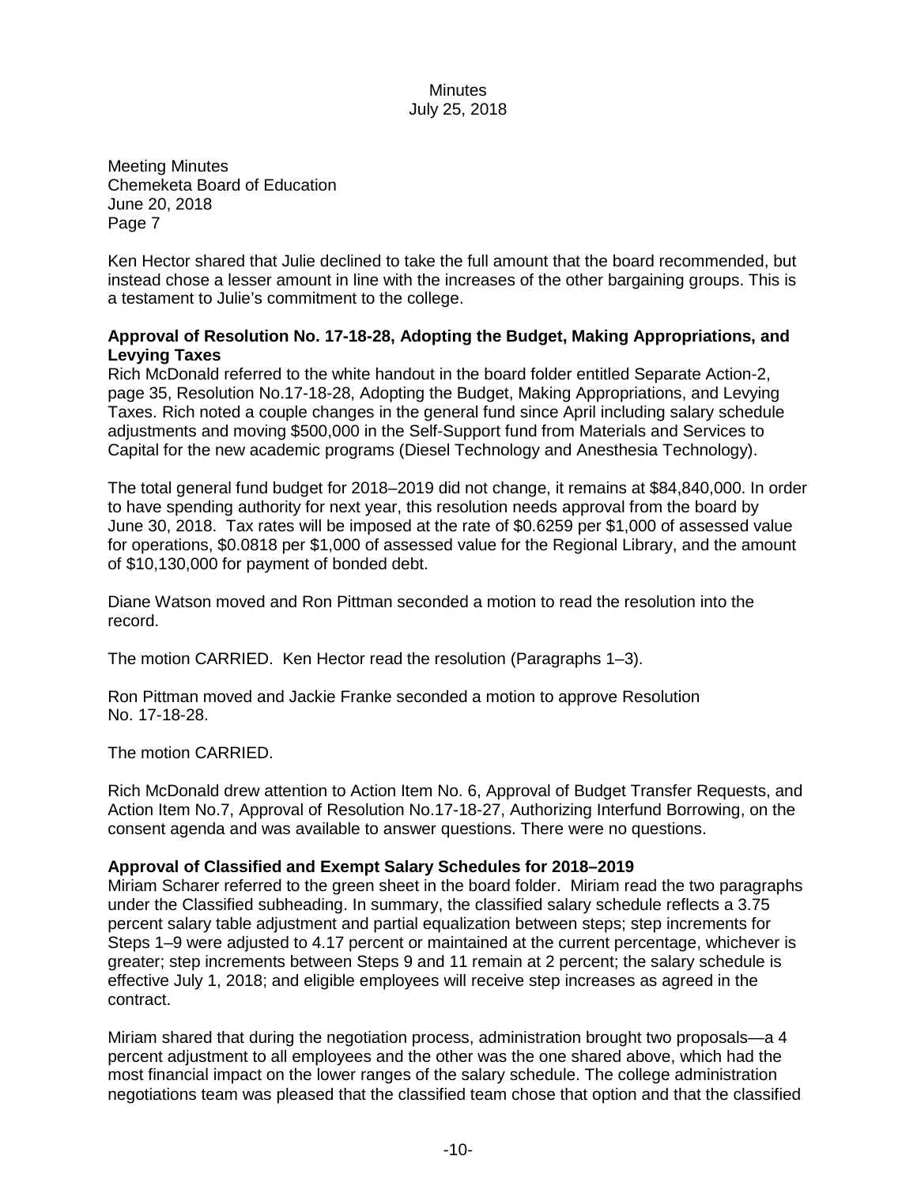Meeting Minutes
Chemeketa Board of Education
June 20, 2018
Page 7

Ken Hector shared that Julie declined to take the full amount that the board recommended, but instead chose a lesser amount in line with the increases of the other bargaining groups. This is a testament to Julie's commitment to the college.

**Approval of Resolution No. 17-18-28, Adopting the Budget, Making Appropriations, and Levying Taxes**

Rich McDonald referred to the white handout in the board folder entitled Separate Action-2, page 35, Resolution No.17-18-28, Adopting the Budget, Making Appropriations, and Levying Taxes. Rich noted a couple changes in the general fund since April including salary schedule adjustments and moving $500,000 in the Self-Support fund from Materials and Services to Capital for the new academic programs (Diesel Technology and Anesthesia Technology).

The total general fund budget for 2018–2019 did not change, it remains at $84,840,000. In order to have spending authority for next year, this resolution needs approval from the board by June 30, 2018. Tax rates will be imposed at the rate of $0.6259 per $1,000 of assessed value for operations, $0.0818 per $1,000 of assessed value for the Regional Library, and the amount of $10,130,000 for payment of bonded debt.

Diane Watson moved and Ron Pittman seconded a motion to read the resolution into the record.

The motion CARRIED. Ken Hector read the resolution (Paragraphs 1–3).

Ron Pittman moved and Jackie Franke seconded a motion to approve Resolution No. 17-18-28.

The motion CARRIED.

Rich McDonald drew attention to Action Item No. 6, Approval of Budget Transfer Requests, and Action Item No.7, Approval of Resolution No.17-18-27, Authorizing Interfund Borrowing, on the consent agenda and was available to answer questions. There were no questions.

**Approval of Classified and Exempt Salary Schedules for 2018–2019**

Miriam Scharer referred to the green sheet in the board folder. Miriam read the two paragraphs under the Classified subheading. In summary, the classified salary schedule reflects a 3.75 percent salary table adjustment and partial equalization between steps; step increments for Steps 1–9 were adjusted to 4.17 percent or maintained at the current percentage, whichever is greater; step increments between Steps 9 and 11 remain at 2 percent; the salary schedule is effective July 1, 2018; and eligible employees will receive step increases as agreed in the contract.

Miriam shared that during the negotiation process, administration brought two proposals—a 4 percent adjustment to all employees and the other was the one shared above, which had the most financial impact on the lower ranges of the salary schedule. The college administration negotiations team was pleased that the classified team chose that option and that the classified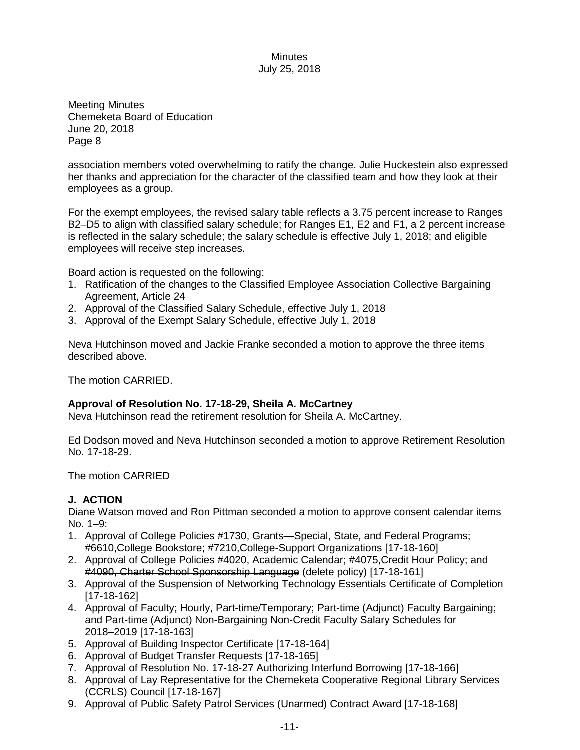association members voted overwhelming to ratify the change. Julie Huckestein also expressed her thanks and appreciation for the character of the classified team and how they look at their employees as a group.

For the exempt employees, the revised salary table reflects a 3.75 percent increase to Ranges B2–D5 to align with classified salary schedule; for Ranges E1, E2 and F1, a 2 percent increase is reflected in the salary schedule; the salary schedule is effective July 1, 2018; and eligible employees will receive step increases.

Board action is requested on the following:

1. Ratification of the changes to the Classified Employee Association Collective Bargaining Agreement, Article 24
2. Approval of the Classified Salary Schedule, effective July 1, 2018
3. Approval of the Exempt Salary Schedule, effective July 1, 2018

Neva Hutchinson moved and Jackie Franke seconded a motion to approve the three items described above.

The motion CARRIED.

**Approval of Resolution No. 17-18-29, Sheila A. McCartney**

Neva Hutchinson read the retirement resolution for Sheila A. McCartney.

Ed Dodson moved and Neva Hutchinson seconded a motion to approve Retirement Resolution No. 17-18-29.

The motion CARRIED

## J. ACTION

Diane Watson moved and Ron Pittman seconded a motion to approve consent calendar items No. 1–9:

1. Approval of College Policies #1730, Grants—Special, State, and Federal Programs; #6610,College Bookstore; #7210,College-Support Organizations [17-18-160]
2. Approval of College Policies #4020, Academic Calendar; #4075,Credit Hour Policy; and ~~#4090, Charter School Sponsorship Language~~ (delete policy) [17-18-161]
3. Approval of the Suspension of Networking Technology Essentials Certificate of Completion [17-18-162]
4. Approval of Faculty; Hourly, Part-time/Temporary; Part-time (Adjunct) Faculty Bargaining; and Part-time (Adjunct) Non-Bargaining Non-Credit Faculty Salary Schedules for 2018–2019 [17-18-163]
5. Approval of Building Inspector Certificate [17-18-164]
6. Approval of Budget Transfer Requests [17-18-165]
7. Approval of Resolution No. 17-18-27 Authorizing Interfund Borrowing [17-18-166]
8. Approval of Lay Representative for the Chemeketa Cooperative Regional Library Services (CCRLS) Council [17-18-167]
9. Approval of Public Safety Patrol Services (Unarmed) Contract Award [17-18-168]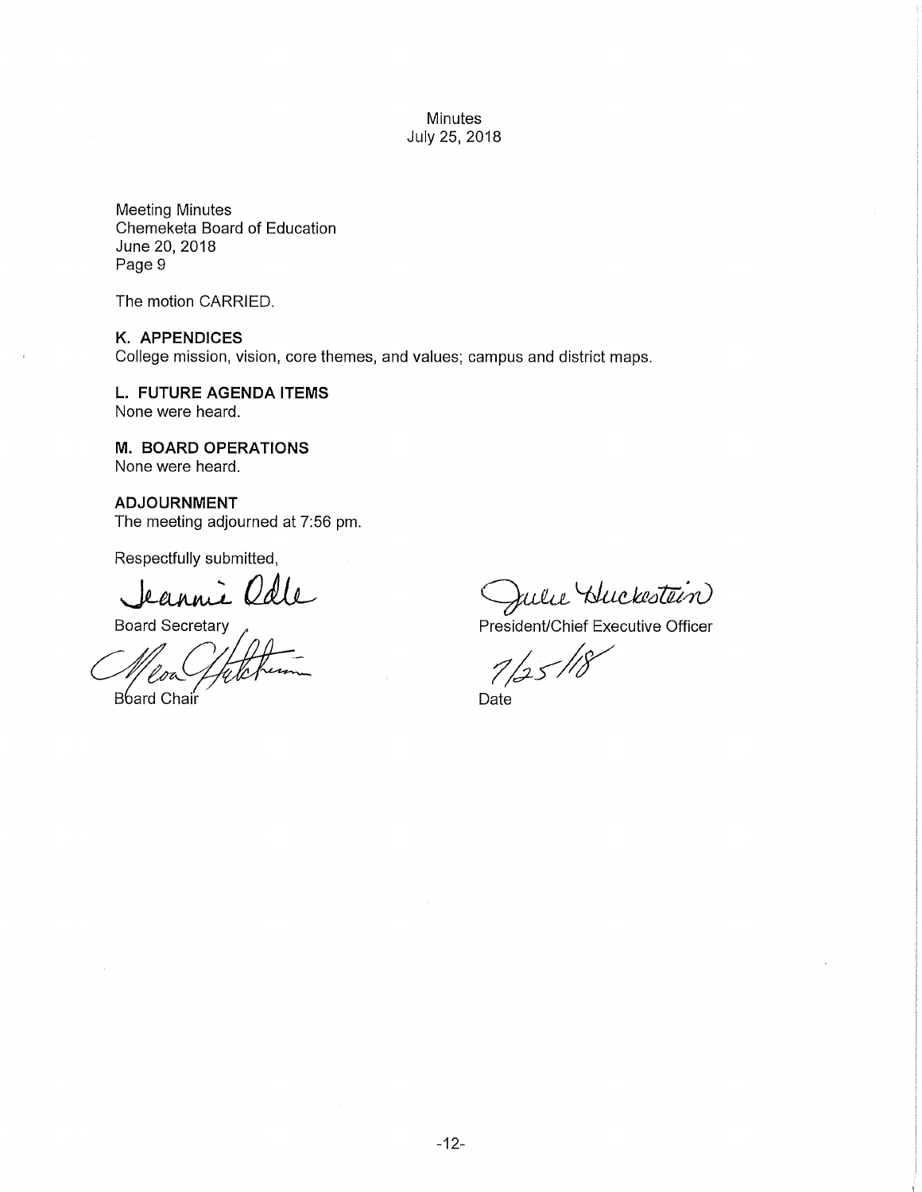Meeting Minutes
Chemeketa Board of Education
June 20, 2018
Page 9

The motion CARRIED.

**K. APPENDICES**
College mission, vision, core themes, and values; campus and district maps.

**L. FUTURE AGENDA ITEMS**
None were heard.

**M. BOARD OPERATIONS**
None were heard.

**ADJOURNMENT**
The meeting adjourned at 7:56 pm.

Respectfully submitted,

Jeannie Odle
Board Secretary

Board Chair

Julie Huckestein
President/Chief Executive Officer

7/25/18
Date